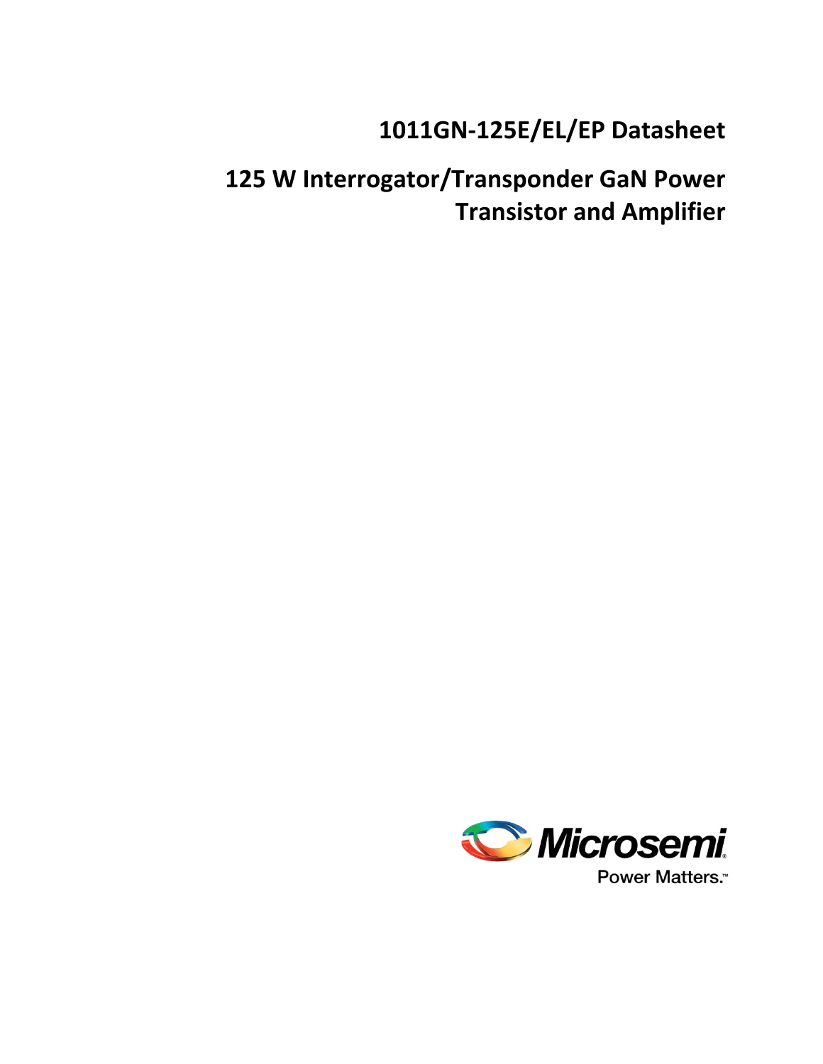# 1011GN-125E/EL/EP Datasheet

## 125 W Interrogator/Transponder GaN Power Transistor and Amplifier

Microsemi

Power Matters.™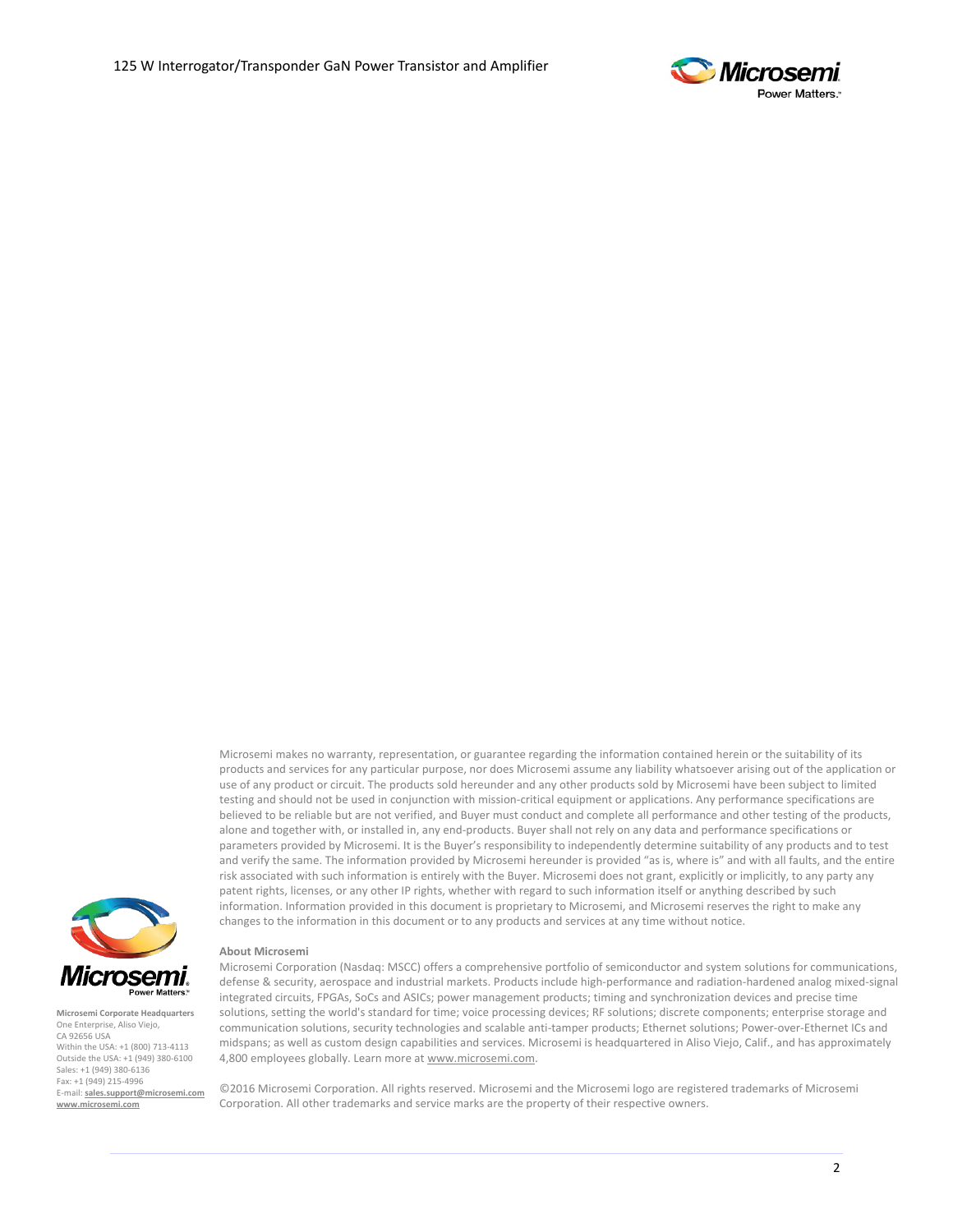Microsemi makes no warranty, representation, or guarantee regarding the information contained herein or the suitability of its products and services for any particular purpose, nor does Microsemi assume any liability whatsoever arising out of the application or use of any product or circuit. The products sold hereunder and any other products sold by Microsemi have been subject to limited testing and should not be used in conjunction with mission-critical equipment or applications. Any performance specifications are believed to be reliable but are not verified, and Buyer must conduct and complete all performance and other testing of the products, alone and together with, or installed in, any end-products. Buyer shall not rely on any data and performance specifications or parameters provided by Microsemi. It is the Buyer's responsibility to independently determine suitability of any products and to test and verify the same. The information provided by Microsemi hereunder is provided "as is, where is" and with all faults, and the entire risk associated with such information is entirely with the Buyer. Microsemi does not grant, explicitly or implicitly, to any party any patent rights, licenses, or any other IP rights, whether with regard to such information itself or anything described by such information. Information provided in this document is proprietary to Microsemi, and Microsemi reserves the right to make any changes to the information in this document or to any products and services at any time without notice.

**About Microsemi**

Microsemi Corporation (Nasdaq: MSCC) offers a comprehensive portfolio of semiconductor and system solutions for communications, defense & security, aerospace and industrial markets. Products include high-performance and radiation-hardened analog mixed-signal integrated circuits, FPGAs, SoCs and ASICs; power management products; timing and synchronization devices and precise time solutions, setting the world's standard for time; voice processing devices; RF solutions; discrete components; enterprise storage and communication solutions, security technologies and scalable anti-tamper products; Ethernet solutions; Power-over-Ethernet ICs and midspans; as well as custom design capabilities and services. Microsemi is headquartered in Aliso Viejo, Calif., and has approximately 4,800 employees globally. Learn more at www.microsemi.com.

©2016 Microsemi Corporation. All rights reserved. Microsemi and the Microsemi logo are registered trademarks of Microsemi Corporation. All other trademarks and service marks are the property of their respective owners.

**Microsemi Corporate Headquarters**
One Enterprise, Aliso Viejo,
CA 92656 USA
Within the USA: +1 (800) 713-4113
Outside the USA: +1 (949) 380-6100
Sales: +1 (949) 380-6136
Fax: +1 (949) 215-4996
E-mail: **sales.support@microsemi.com**
**www.microsemi.com**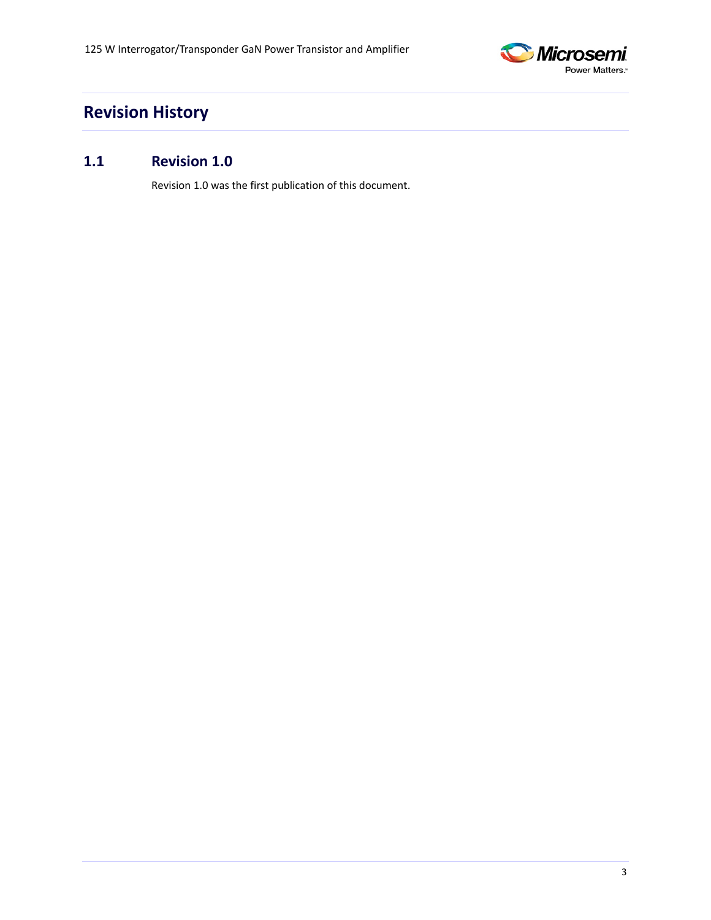# Revision History

## 1.1 Revision 1.0

Revision 1.0 was the first publication of this document.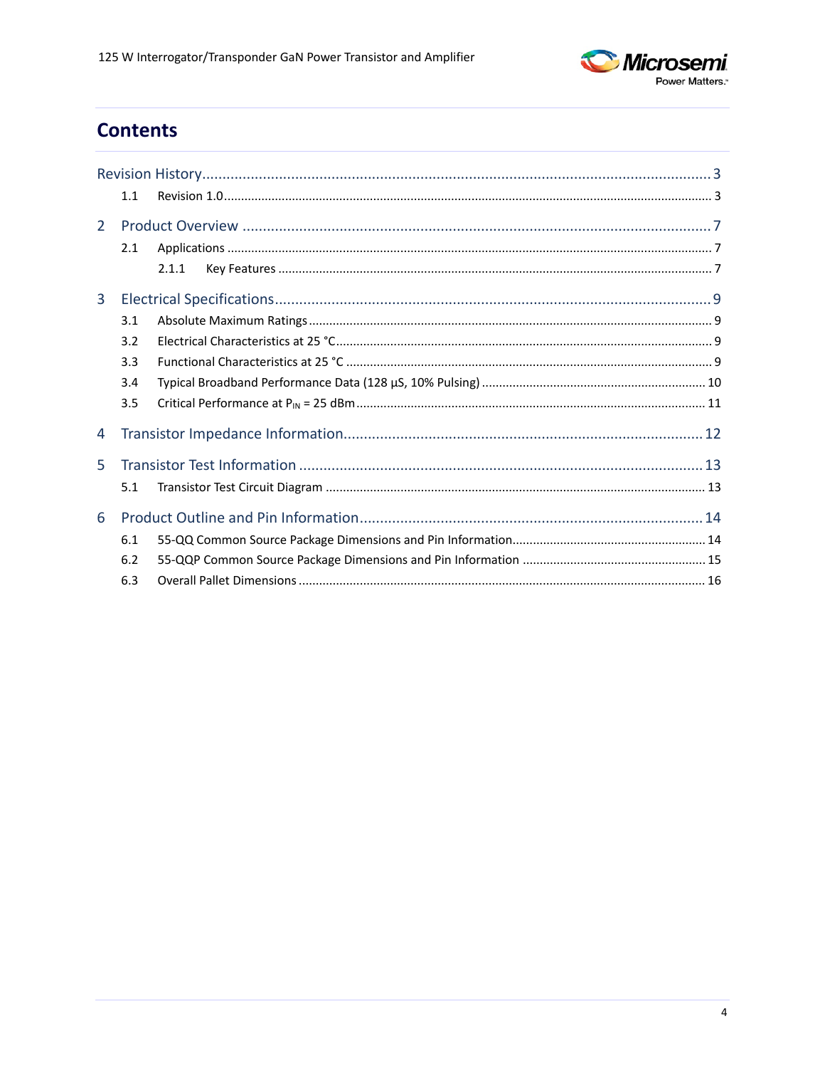# Contents

Revision History ............................................................................................................................ 3

1.1 Revision 1.0 ............................................................................................................................ 3

2 Product Overview ........................................................................................................................ 7

2.1 Applications ............................................................................................................................ 7

2.1.1 Key Features ........................................................................................................................ 7

3 Electrical Specifications ................................................................................................................ 9

3.1 Absolute Maximum Ratings ....................................................................................................... 9

3.2 Electrical Characteristics at 25 °C ............................................................................................... 9

3.3 Functional Characteristics at 25 °C ............................................................................................. 9

3.4 Typical Broadband Performance Data (128 µS, 10% Pulsing) ........................................................ 10

3.5 Critical Performance at $P_{IN}$ = 25 dBm ......................................................................................... 11

4 Transistor Impedance Information ................................................................................................ 12

5 Transistor Test Information ......................................................................................................... 13

5.1 Transistor Test Circuit Diagram ................................................................................................. 13

6 Product Outline and Pin Information ............................................................................................ 14

6.1 55-QQ Common Source Package Dimensions and Pin Information ............................................... 14

6.2 55-QQP Common Source Package Dimensions and Pin Information ............................................. 15

6.3 Overall Pallet Dimensions ........................................................................................................ 16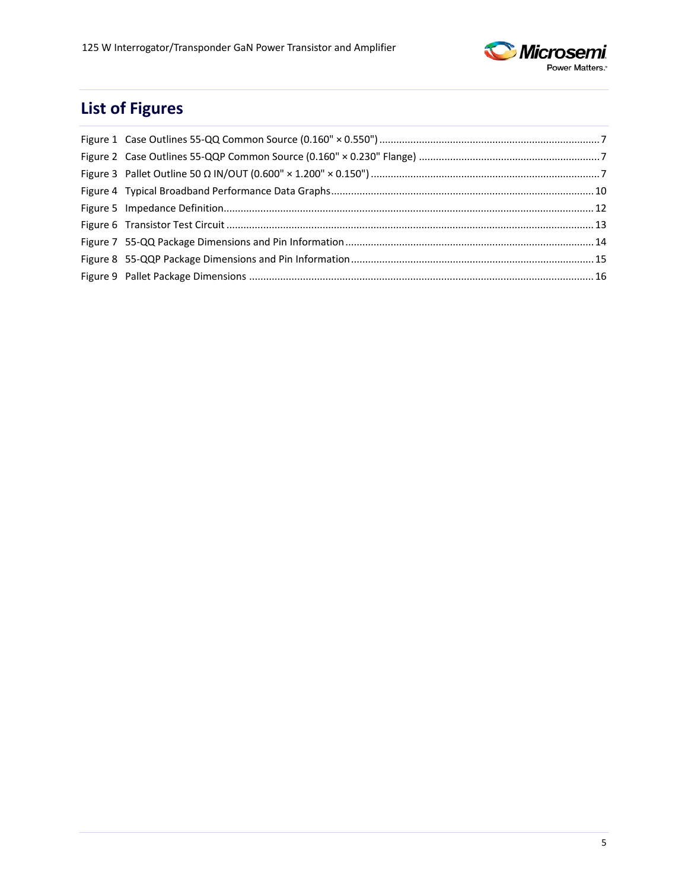## List of Figures

Figure 1 Case Outlines 55-QQ Common Source (0.160" × 0.550") ........ 7
Figure 2 Case Outlines 55-QQP Common Source (0.160" × 0.230" Flange) ........ 7
Figure 3 Pallet Outline 50 Ω IN/OUT (0.600" × 1.200" × 0.150") ........ 7
Figure 4 Typical Broadband Performance Data Graphs ........ 10
Figure 5 Impedance Definition ........ 12
Figure 6 Transistor Test Circuit ........ 13
Figure 7 55-QQ Package Dimensions and Pin Information ........ 14
Figure 8 55-QQP Package Dimensions and Pin Information ........ 15
Figure 9 Pallet Package Dimensions ........ 16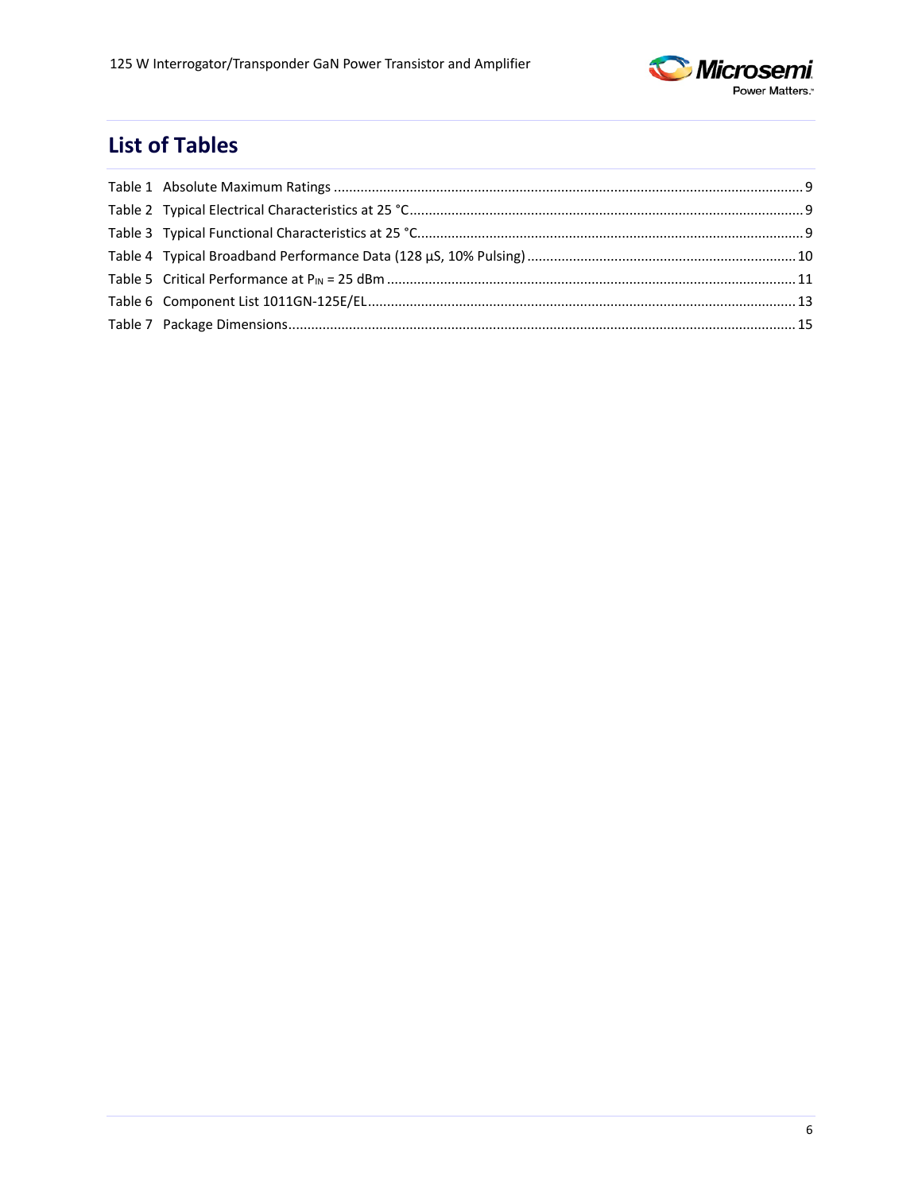## List of Tables

Table 1 Absolute Maximum Ratings ........................................................................................................................ 9
Table 2 Typical Electrical Characteristics at 25 °C..................................................................................................... 9
Table 3 Typical Functional Characteristics at 25 °C................................................................................................... 9
Table 4 Typical Broadband Performance Data (128 µS, 10% Pulsing) ..................................................................... 10
Table 5 Critical Performance at $P_{IN}$ = 25 dBm ......................................................................................................... 11
Table 6 Component List 1011GN-125E/EL............................................................................................................... 13
Table 7 Package Dimensions.................................................................................................................................... 15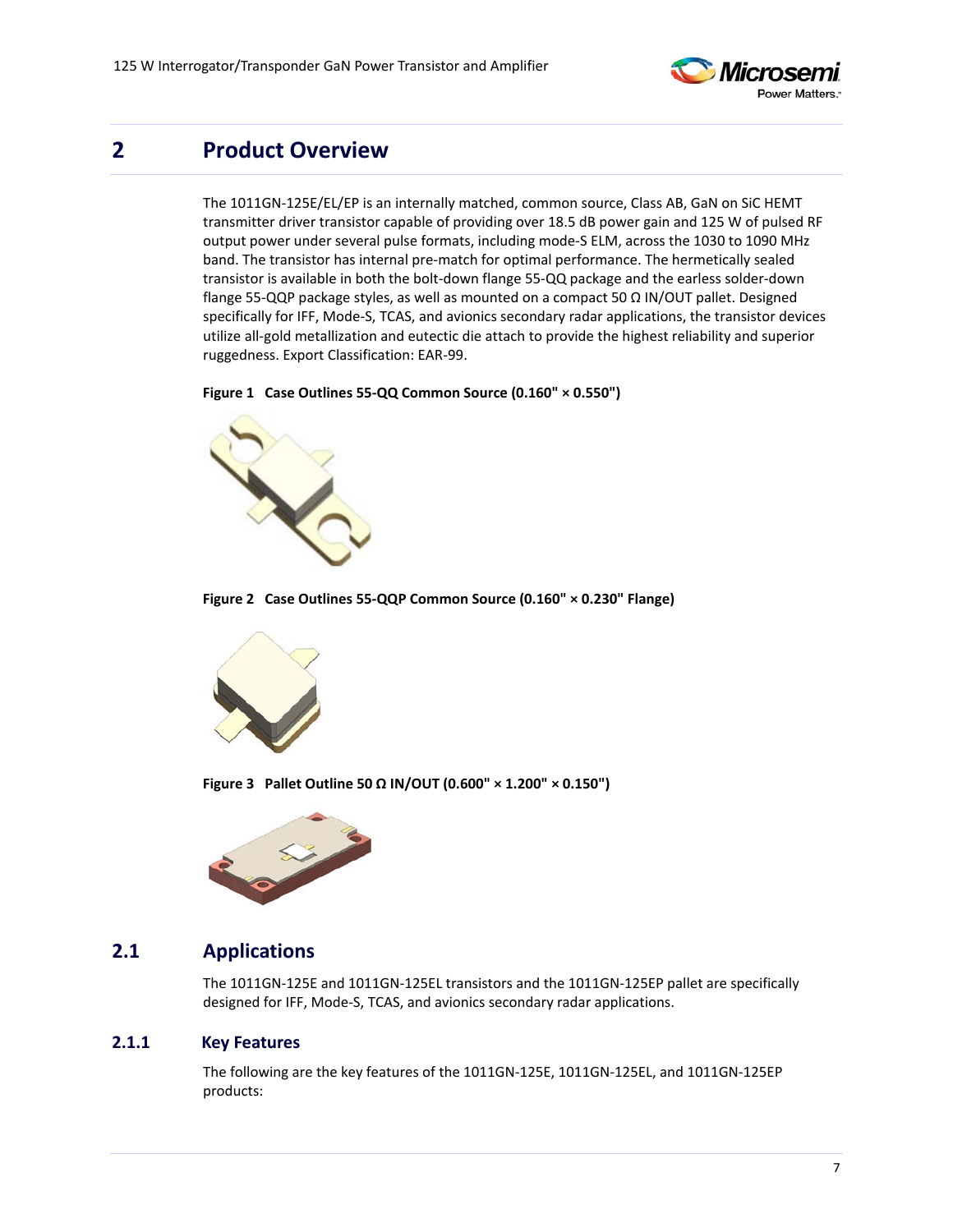## 2 Product Overview

The 1011GN-125E/EL/EP is an internally matched, common source, Class AB, GaN on SiC HEMT transmitter driver transistor capable of providing over 18.5 dB power gain and 125 W of pulsed RF output power under several pulse formats, including mode-S ELM, across the 1030 to 1090 MHz band. The transistor has internal pre-match for optimal performance. The hermetically sealed transistor is available in both the bolt-down flange 55-QQ package and the earless solder-down flange 55-QQP package styles, as well as mounted on a compact 50 Ω IN/OUT pallet. Designed specifically for IFF, Mode-S, TCAS, and avionics secondary radar applications, the transistor devices utilize all-gold metallization and eutectic die attach to provide the highest reliability and superior ruggedness. Export Classification: EAR-99.

**Figure 1 Case Outlines 55-QQ Common Source (0.160" × 0.550")**

**Figure 2 Case Outlines 55-QQP Common Source (0.160" × 0.230" Flange)**

**Figure 3 Pallet Outline 50 Ω IN/OUT (0.600" × 1.200" × 0.150")**

### 2.1 Applications

The 1011GN-125E and 1011GN-125EL transistors and the 1011GN-125EP pallet are specifically designed for IFF, Mode-S, TCAS, and avionics secondary radar applications.

#### 2.1.1 Key Features

The following are the key features of the 1011GN-125E, 1011GN-125EL, and 1011GN-125EP products: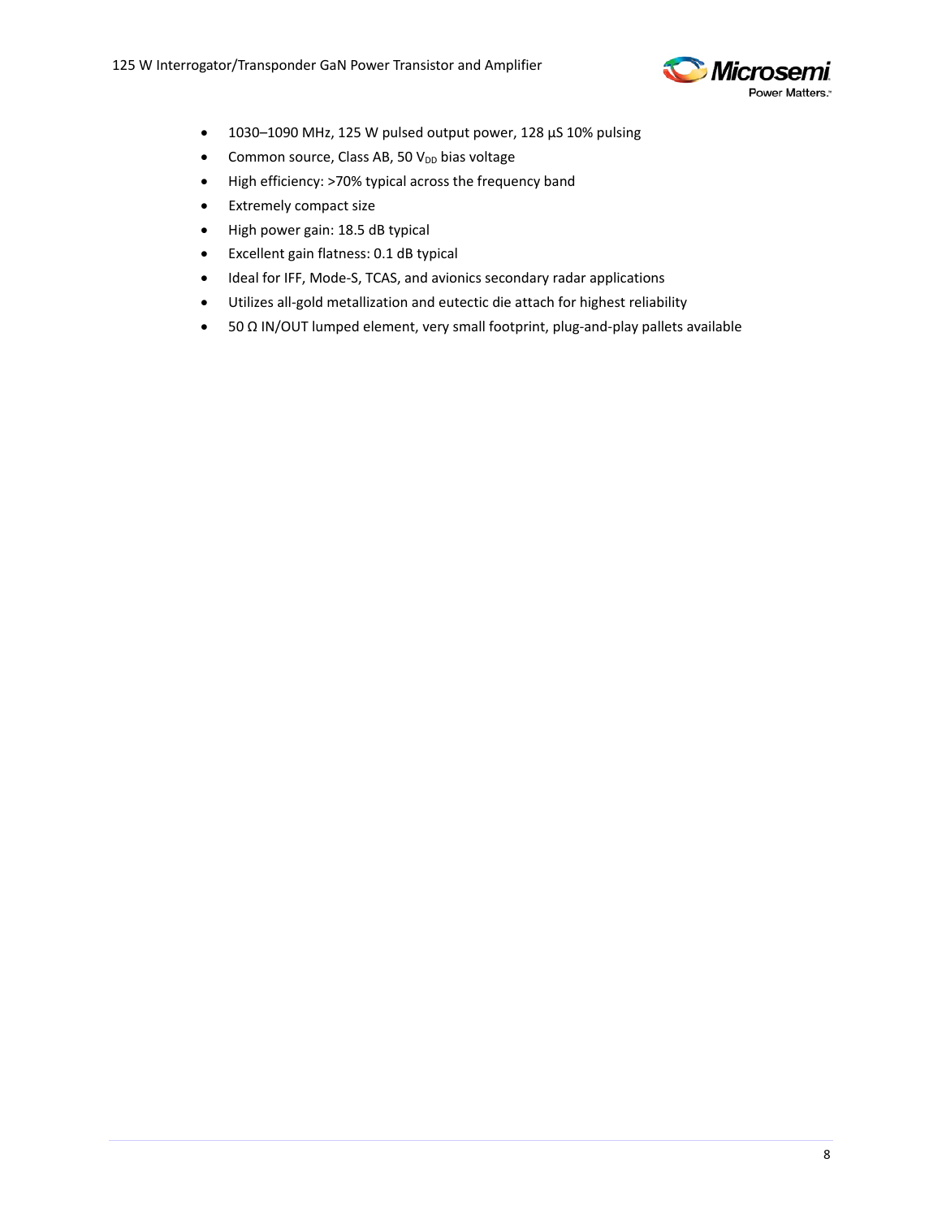- 1030–1090 MHz, 125 W pulsed output power, 128 µS 10% pulsing
- Common source, Class AB, 50 $V_{DD}$ bias voltage
- High efficiency: >70% typical across the frequency band
- Extremely compact size
- High power gain: 18.5 dB typical
- Excellent gain flatness: 0.1 dB typical
- Ideal for IFF, Mode-S, TCAS, and avionics secondary radar applications
- Utilizes all-gold metallization and eutectic die attach for highest reliability
- 50 Ω IN/OUT lumped element, very small footprint, plug-and-play pallets available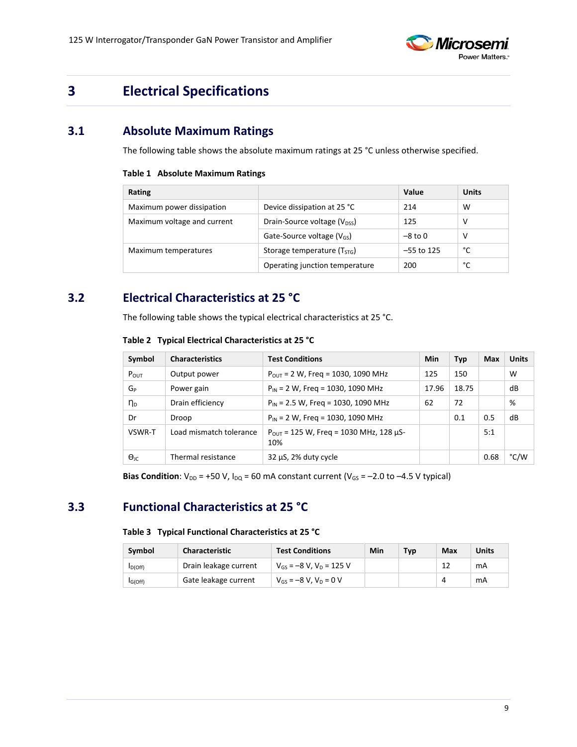# 3 Electrical Specifications

## 3.1 Absolute Maximum Ratings

The following table shows the absolute maximum ratings at 25 °C unless otherwise specified.

**Table 1 Absolute Maximum Ratings**

| Rating | | Value | Units |
|---|---|---|---|
| Maximum power dissipation | Device dissipation at 25 °C | 214 | W |
| Maximum voltage and current | Drain-Source voltage ($V_{DSS}$) | 125 | V |
| | Gate-Source voltage ($V_{GS}$) | –8 to 0 | V |
| Maximum temperatures | Storage temperature ($T_{STG}$) | –55 to 125 | °C |
| | Operating junction temperature | 200 | °C |

## 3.2 Electrical Characteristics at 25 °C

The following table shows the typical electrical characteristics at 25 °C.

**Table 2 Typical Electrical Characteristics at 25 °C**

| Symbol | Characteristics | Test Conditions | Min | Typ | Max | Units |
|---|---|---|---|---|---|---|
| $P_{OUT}$ | Output power | $P_{OUT}$ = 2 W, Freq = 1030, 1090 MHz | 125 | 150 | | W |
| $G_P$ | Power gain | $P_{IN}$ = 2 W, Freq = 1030, 1090 MHz | 17.96 | 18.75 | | dB |
| $\eta_D$ | Drain efficiency | $P_{IN}$ = 2.5 W, Freq = 1030, 1090 MHz | 62 | 72 | | % |
| Dr | Droop | $P_{IN}$ = 2 W, Freq = 1030, 1090 MHz | | 0.1 | 0.5 | dB |
| VSWR-T | Load mismatch tolerance | $P_{OUT}$ = 125 W, Freq = 1030 MHz, 128 µS-10% | | | 5:1 | |
| $\Theta_{JC}$ | Thermal resistance | 32 µS, 2% duty cycle | | | 0.68 | °C/W |

**Bias Condition**: $V_{DD}$ = +50 V, $I_{DQ}$ = 60 mA constant current ($V_{GS}$ = –2.0 to –4.5 V typical)

## 3.3 Functional Characteristics at 25 °C

**Table 3 Typical Functional Characteristics at 25 °C**

| Symbol | Characteristic | Test Conditions | Min | Typ | Max | Units |
|---|---|---|---|---|---|---|
| $I_{D(Off)}$ | Drain leakage current | $V_{GS}$ = –8 V, $V_D$ = 125 V | | | 12 | mA |
| $I_{G(Off)}$ | Gate leakage current | $V_{GS}$ = –8 V, $V_D$ = 0 V | | | 4 | mA |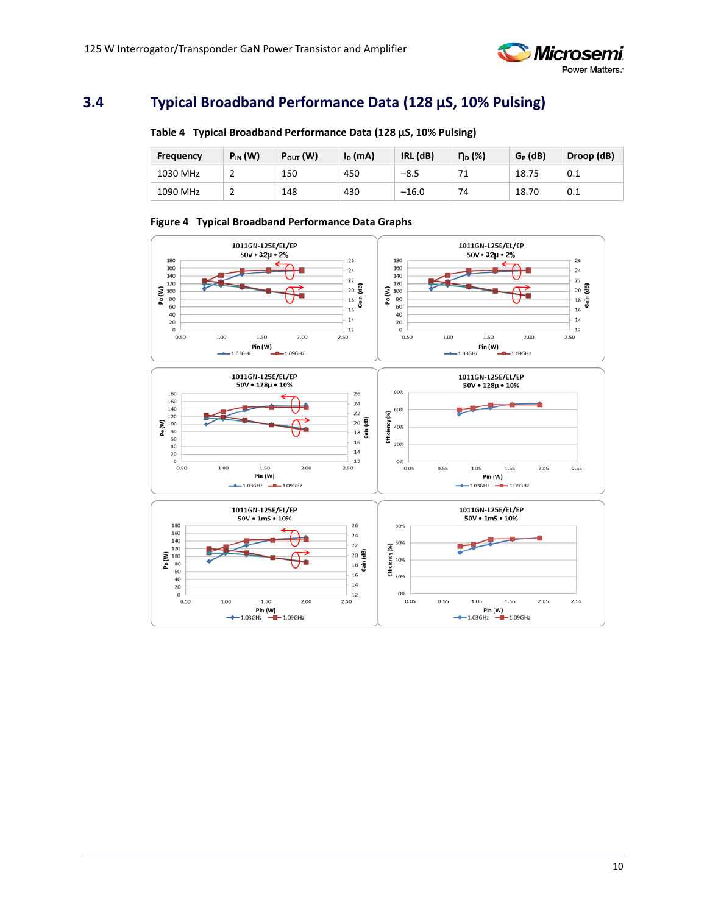## 3.4 Typical Broadband Performance Data (128 µS, 10% Pulsing)

**Table 4 Typical Broadband Performance Data (128 µS, 10% Pulsing)**

| Frequency | $P_{IN}$ (W) | $P_{OUT}$ (W) | $I_D$ (mA) | IRL (dB) | $\eta_D$ (%) | $G_P$ (dB) | Droop (dB) |
|---|---|---|---|---|---|---|---|
| 1030 MHz | 2 | 150 | 450 | −8.5 | 71 | 18.75 | 0.1 |
| 1090 MHz | 2 | 148 | 430 | −16.0 | 74 | 18.70 | 0.1 |

**Figure 4 Typical Broadband Performance Data Graphs**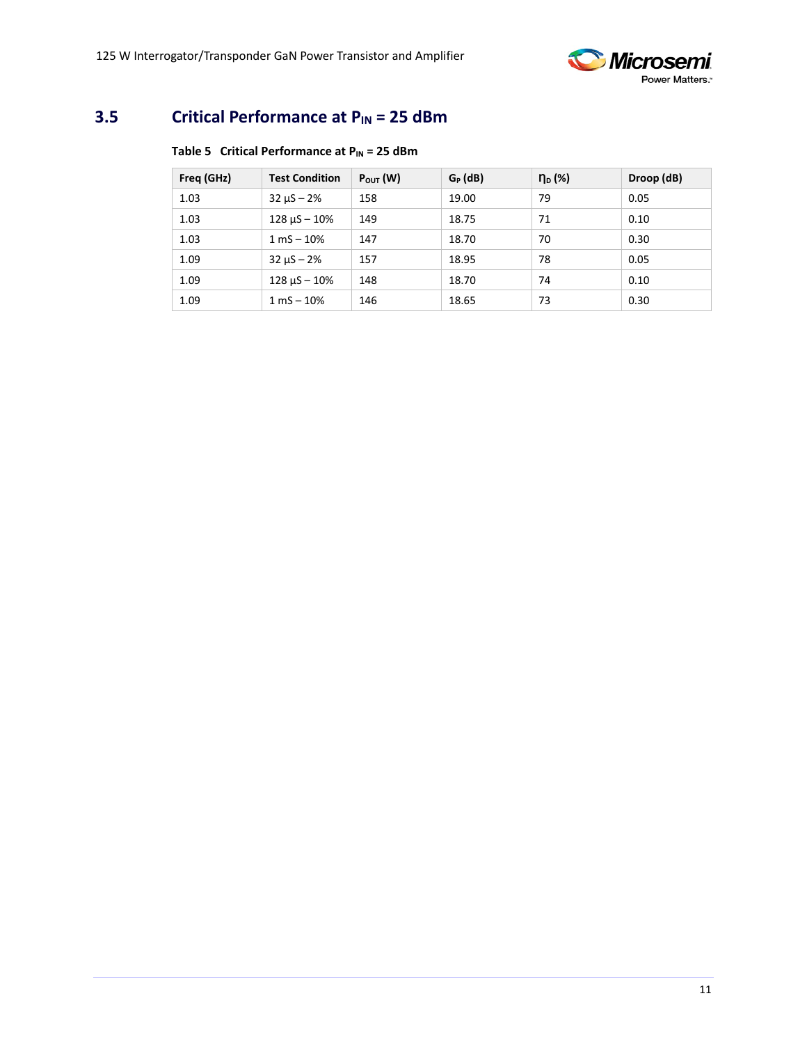## 3.5 Critical Performance at $P_{IN}$ = 25 dBm

**Table 5 Critical Performance at $P_{IN}$ = 25 dBm**

| Freq (GHz) | Test Condition | $P_{OUT}$ (W) | $G_P$ (dB) | $\eta_D$ (%) | Droop (dB) |
|---|---|---|---|---|---|
| 1.03 | 32 µS – 2% | 158 | 19.00 | 79 | 0.05 |
| 1.03 | 128 µS – 10% | 149 | 18.75 | 71 | 0.10 |
| 1.03 | 1 mS – 10% | 147 | 18.70 | 70 | 0.30 |
| 1.09 | 32 µS – 2% | 157 | 18.95 | 78 | 0.05 |
| 1.09 | 128 µS – 10% | 148 | 18.70 | 74 | 0.10 |
| 1.09 | 1 mS – 10% | 146 | 18.65 | 73 | 0.30 |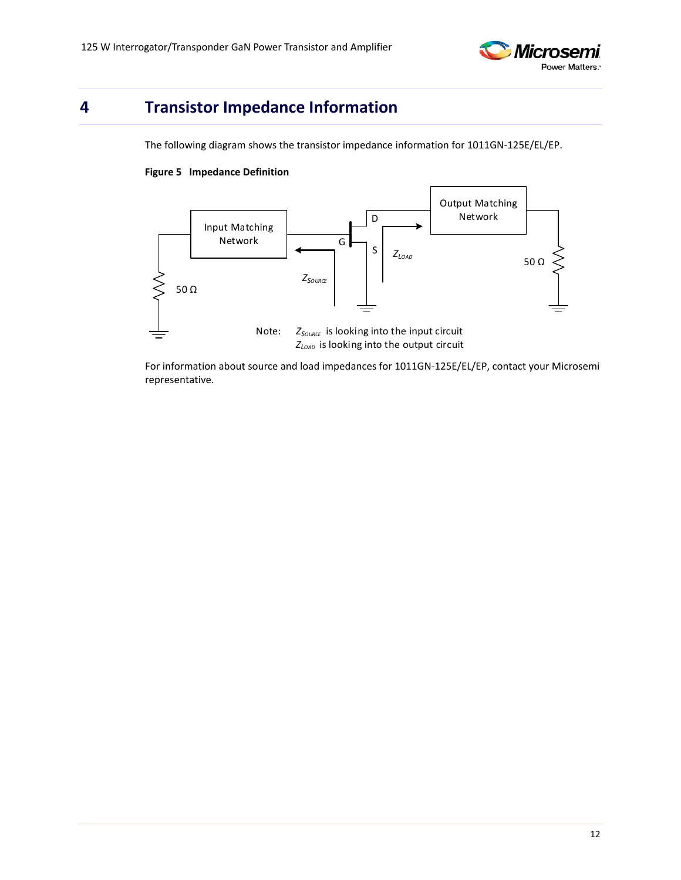# 4 Transistor Impedance Information

The following diagram shows the transistor impedance information for 1011GN-125E/EL/EP.

**Figure 5 Impedance Definition**

Input Matching Network

Output Matching Network

G

D

S

$Z_{SOURCE}$

$Z_{LOAD}$

50 Ω

50 Ω

Note: $Z_{SOURCE}$ is looking into the input circuit
$Z_{LOAD}$ is looking into the output circuit

For information about source and load impedances for 1011GN-125E/EL/EP, contact your Microsemi representative.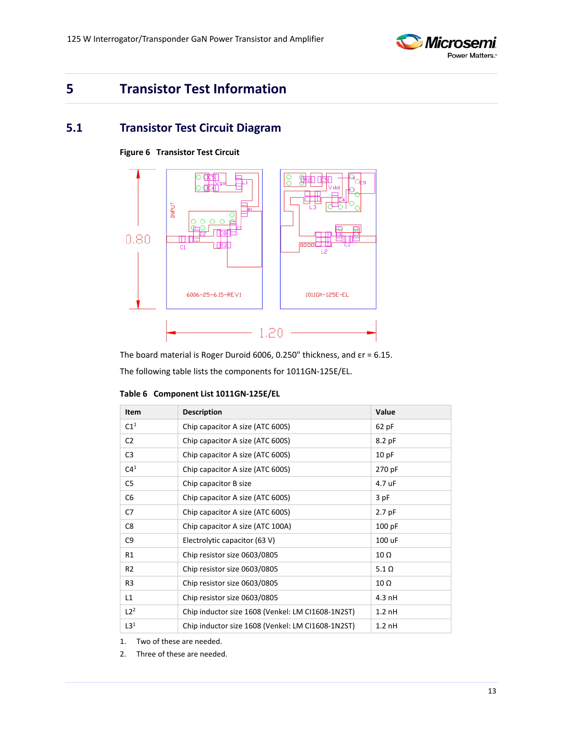# 5 Transistor Test Information

## 5.1 Transistor Test Circuit Diagram

**Figure 6 Transistor Test Circuit**

The board material is Roger Duroid 6006, 0.250" thickness, and εr = 6.15.

The following table lists the components for 1011GN-125E/EL.

**Table 6 Component List 1011GN-125E/EL**

| Item | Description | Value |
|---|---|---|
| C1[1] | Chip capacitor A size (ATC 600S) | 62 pF |
| C2 | Chip capacitor A size (ATC 600S) | 8.2 pF |
| C3 | Chip capacitor A size (ATC 600S) | 10 pF |
| C4[1] | Chip capacitor A size (ATC 600S) | 270 pF |
| C5 | Chip capacitor B size | 4.7 uF |
| C6 | Chip capacitor A size (ATC 600S) | 3 pF |
| C7 | Chip capacitor A size (ATC 600S) | 2.7 pF |
| C8 | Chip capacitor A size (ATC 100A) | 100 pF |
| C9 | Electrolytic capacitor (63 V) | 100 uF |
| R1 | Chip resistor size 0603/0805 | 10 Ω |
| R2 | Chip resistor size 0603/0805 | 5.1 Ω |
| R3 | Chip resistor size 0603/0805 | 10 Ω |
| L1 | Chip resistor size 0603/0805 | 4.3 nH |
| L2[2] | Chip inductor size 1608 (Venkel: LM CI1608-1N2ST) | 1.2 nH |
| L3[1] | Chip inductor size 1608 (Venkel: LM CI1608-1N2ST) | 1.2 nH |

1. Two of these are needed.
2. Three of these are needed.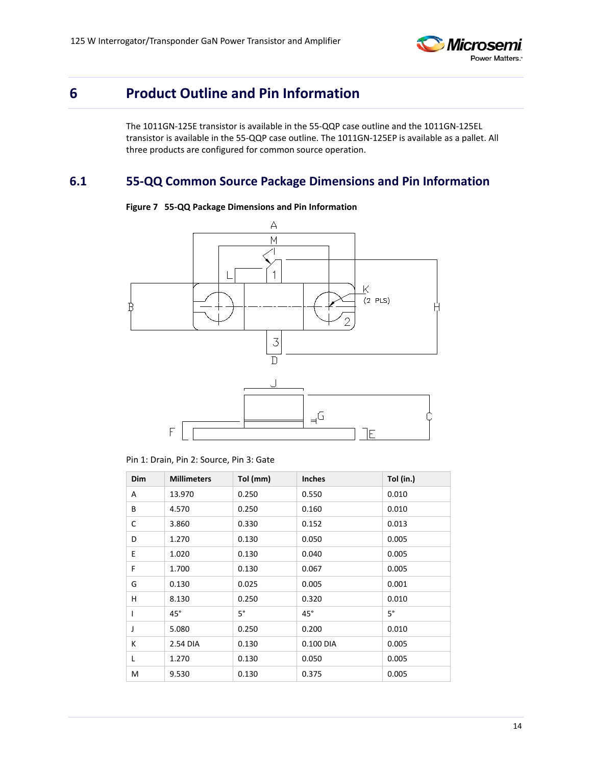# 6 Product Outline and Pin Information

The 1011GN-125E transistor is available in the 55-QQP case outline and the 1011GN-125EL transistor is available in the 55-QQP case outline. The 1011GN-125EP is available as a pallet. All three products are configured for common source operation.

## 6.1 55-QQ Common Source Package Dimensions and Pin Information

**Figure 7 55-QQ Package Dimensions and Pin Information**

Pin 1: Drain, Pin 2: Source, Pin 3: Gate

| Dim | Millimeters | Tol (mm) | Inches | Tol (in.) |
|---|---|---|---|---|
| A | 13.970 | 0.250 | 0.550 | 0.010 |
| B | 4.570 | 0.250 | 0.160 | 0.010 |
| C | 3.860 | 0.330 | 0.152 | 0.013 |
| D | 1.270 | 0.130 | 0.050 | 0.005 |
| E | 1.020 | 0.130 | 0.040 | 0.005 |
| F | 1.700 | 0.130 | 0.067 | 0.005 |
| G | 0.130 | 0.025 | 0.005 | 0.001 |
| H | 8.130 | 0.250 | 0.320 | 0.010 |
| I | 45° | 5° | 45° | 5° |
| J | 5.080 | 0.250 | 0.200 | 0.010 |
| K | 2.54 DIA | 0.130 | 0.100 DIA | 0.005 |
| L | 1.270 | 0.130 | 0.050 | 0.005 |
| M | 9.530 | 0.130 | 0.375 | 0.005 |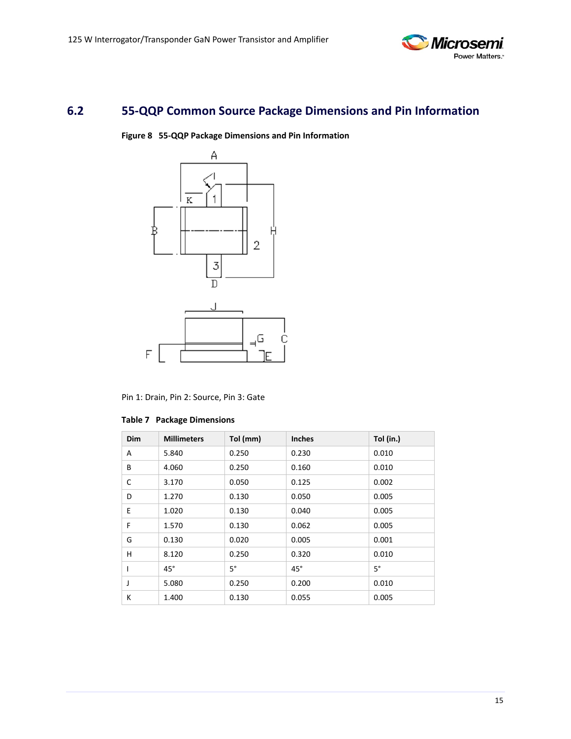## 6.2 55-QQP Common Source Package Dimensions and Pin Information

**Figure 8 55-QQP Package Dimensions and Pin Information**

Pin 1: Drain, Pin 2: Source, Pin 3: Gate

**Table 7 Package Dimensions**

| Dim | Millimeters | Tol (mm) | Inches | Tol (in.) |
|---|---|---|---|---|
| A | 5.840 | 0.250 | 0.230 | 0.010 |
| B | 4.060 | 0.250 | 0.160 | 0.010 |
| C | 3.170 | 0.050 | 0.125 | 0.002 |
| D | 1.270 | 0.130 | 0.050 | 0.005 |
| E | 1.020 | 0.130 | 0.040 | 0.005 |
| F | 1.570 | 0.130 | 0.062 | 0.005 |
| G | 0.130 | 0.020 | 0.005 | 0.001 |
| H | 8.120 | 0.250 | 0.320 | 0.010 |
| I | 45° | 5° | 45° | 5° |
| J | 5.080 | 0.250 | 0.200 | 0.010 |
| K | 1.400 | 0.130 | 0.055 | 0.005 |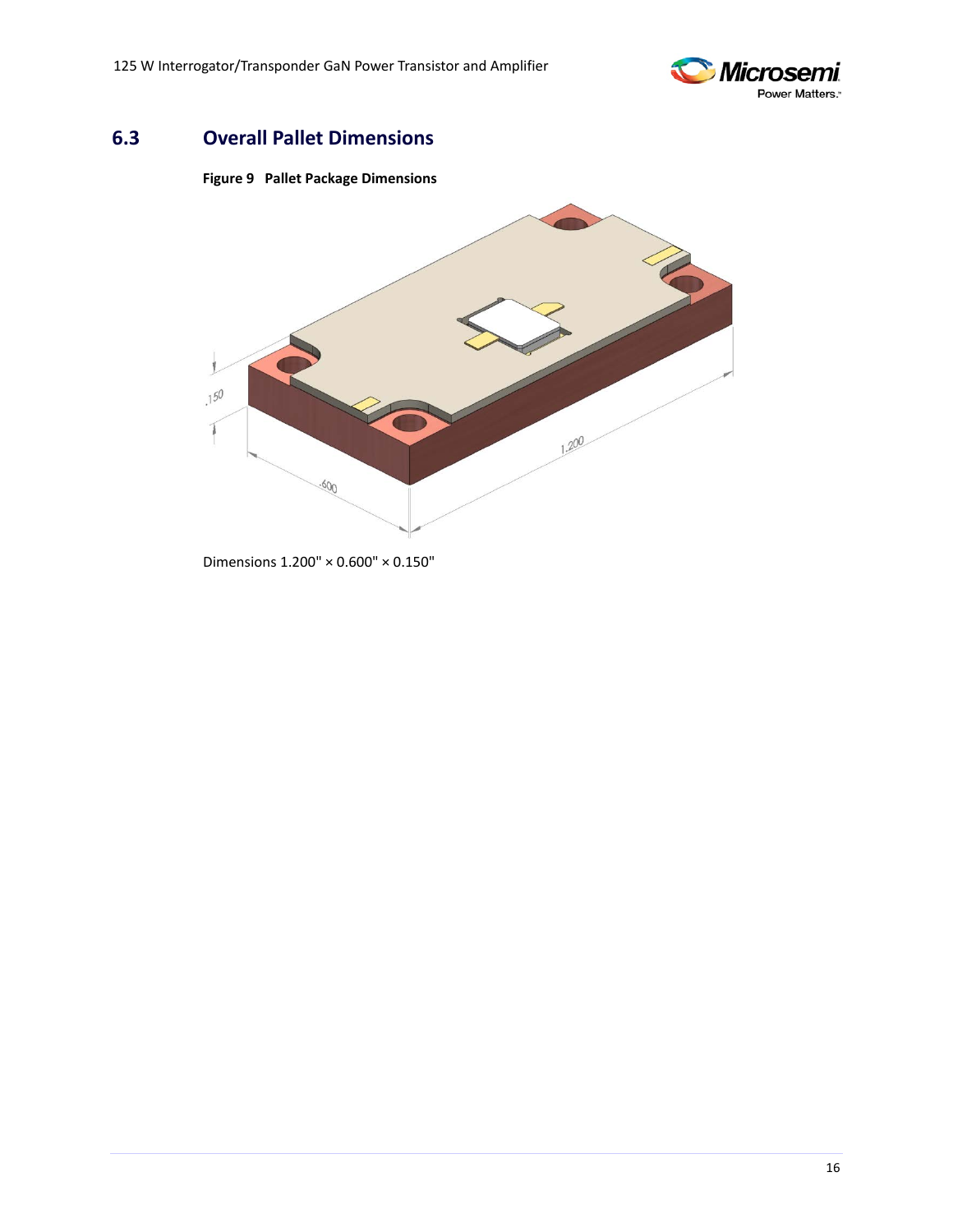## 6.3 Overall Pallet Dimensions

**Figure 9 Pallet Package Dimensions**

.150

1.200

.600

Dimensions 1.200" × 0.600" × 0.150"